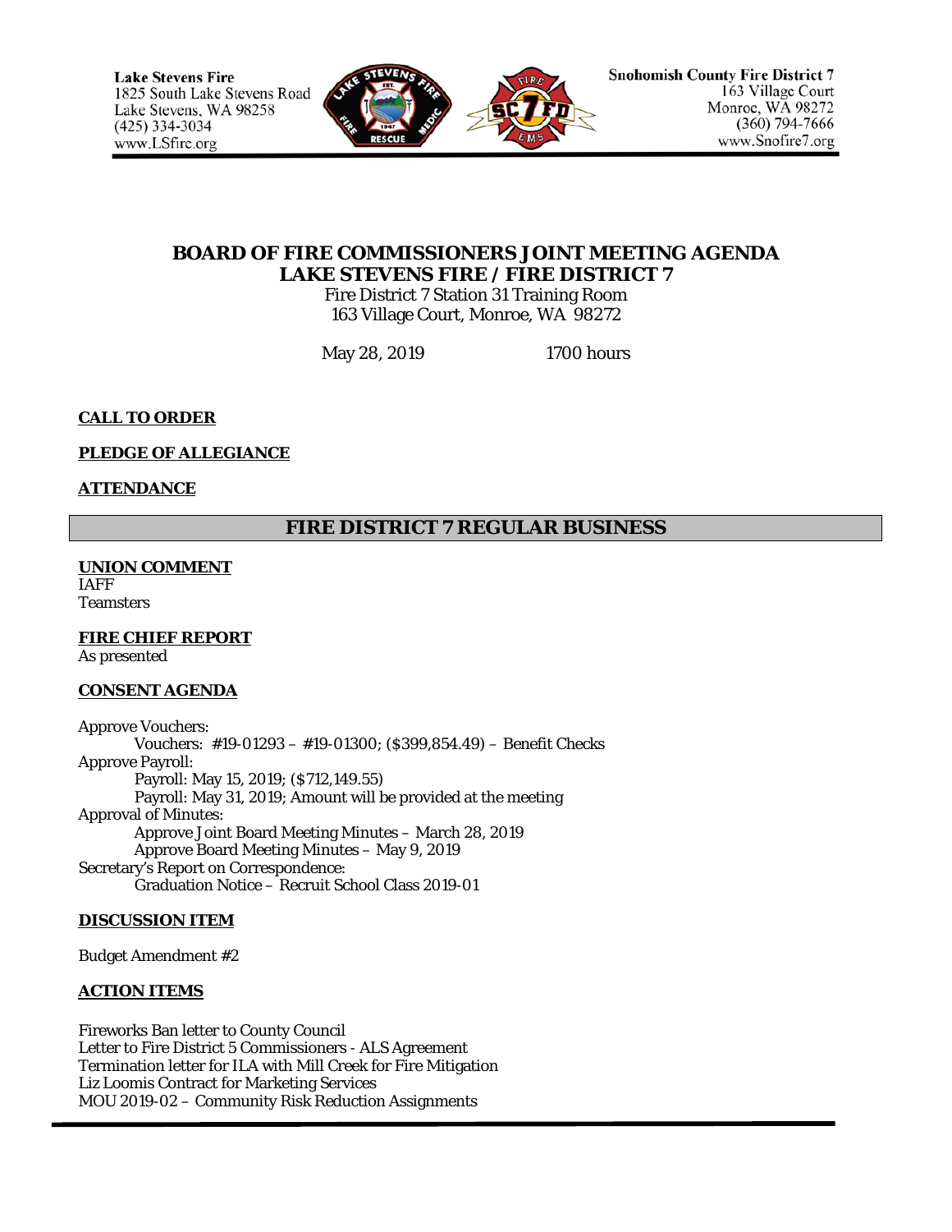**Lake Stevens Fire**
1825 South Lake Stevens Road
Lake Stevens, WA 98258
(425) 334-3034
www.LSfire.org

**Snohomish County Fire District 7**
163 Village Court
Monroe, WA 98272
(360) 794-7666
www.Snofire7.org

# BOARD OF FIRE COMMISSIONERS JOINT MEETING AGENDA
# LAKE STEVENS FIRE / FIRE DISTRICT 7

Fire District 7 Station 31 Training Room
163 Village Court, Monroe, WA 98272

May 28, 2019 1700 hours

**CALL TO ORDER**

**PLEDGE OF ALLEGIANCE**

**ATTENDANCE**

## FIRE DISTRICT 7 REGULAR BUSINESS

**UNION COMMENT**
IAFF
Teamsters

**FIRE CHIEF REPORT**
As presented

**CONSENT AGENDA**

Approve Vouchers:
    Vouchers: #19-01293 – #19-01300; ($399,854.49) – Benefit Checks
Approve Payroll:
    Payroll: May 15, 2019; ($712,149.55)
    Payroll: May 31, 2019; Amount will be provided at the meeting
Approval of Minutes:
    Approve Joint Board Meeting Minutes – March 28, 2019
    Approve Board Meeting Minutes – May 9, 2019
Secretary's Report on Correspondence:
    Graduation Notice – Recruit School Class 2019-01

**DISCUSSION ITEM**

Budget Amendment #2

**ACTION ITEMS**

Fireworks Ban letter to County Council
Letter to Fire District 5 Commissioners - ALS Agreement
Termination letter for ILA with Mill Creek for Fire Mitigation
Liz Loomis Contract for Marketing Services
MOU 2019-02 – Community Risk Reduction Assignments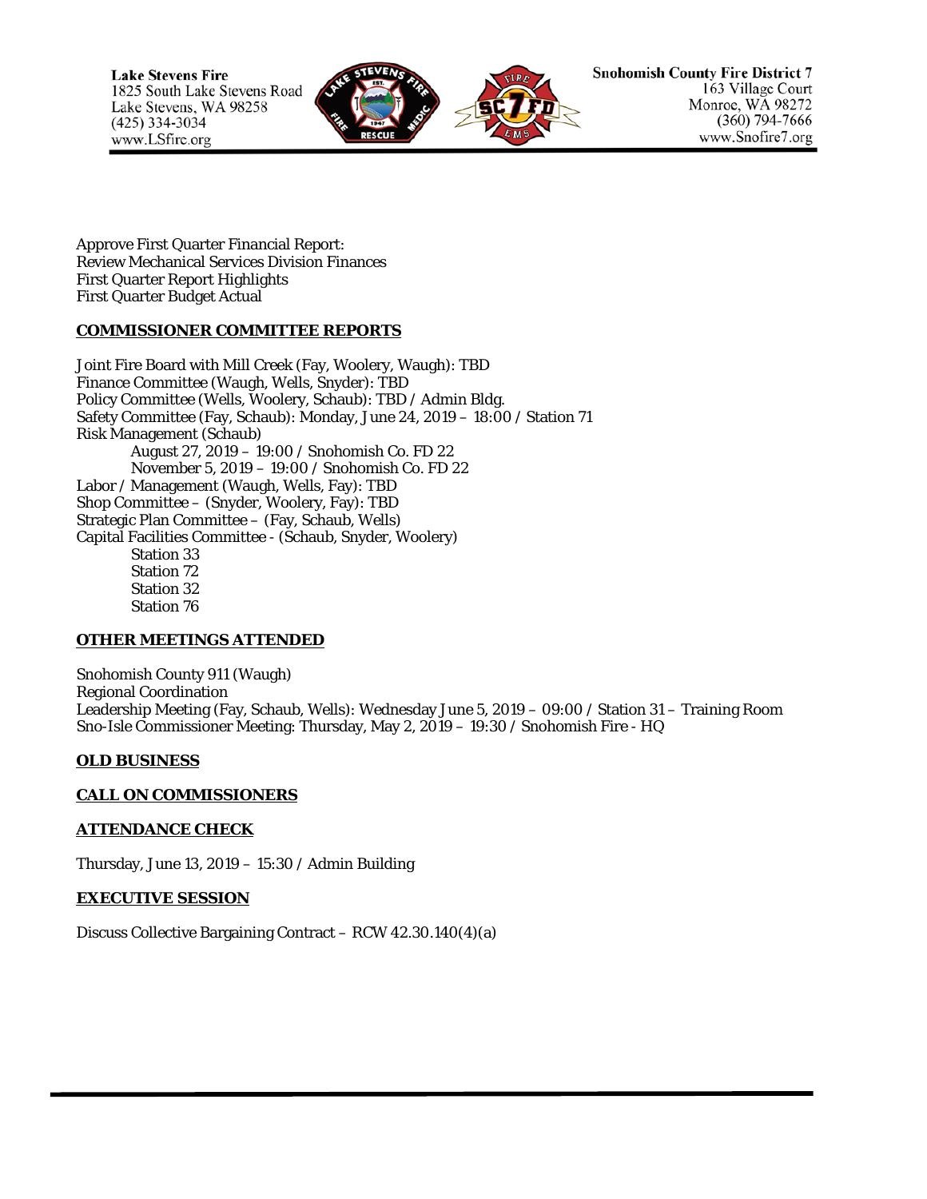Approve First Quarter Financial Report:
Review Mechanical Services Division Finances
First Quarter Report Highlights
First Quarter Budget Actual

**COMMISSIONER COMMITTEE REPORTS**

Joint Fire Board with Mill Creek (Fay, Woolery, Waugh): TBD
Finance Committee (Waugh, Wells, Snyder): TBD
Policy Committee (Wells, Woolery, Schaub): TBD / Admin Bldg.
Safety Committee (Fay, Schaub): Monday, June 24, 2019 – 18:00 / Station 71
Risk Management (Schaub)
  August 27, 2019 – 19:00 / Snohomish Co. FD 22
  November 5, 2019 – 19:00 / Snohomish Co. FD 22
Labor / Management (Waugh, Wells, Fay): TBD
Shop Committee – (Snyder, Woolery, Fay): TBD
Strategic Plan Committee – (Fay, Schaub, Wells)
Capital Facilities Committee - (Schaub, Snyder, Woolery)
  Station 33
  Station 72
  Station 32
  Station 76

**OTHER MEETINGS ATTENDED**

Snohomish County 911 (Waugh)
Regional Coordination
Leadership Meeting (Fay, Schaub, Wells): Wednesday June 5, 2019 – 09:00 / Station 31 – Training Room
Sno-Isle Commissioner Meeting: Thursday, May 2, 2019 – 19:30 / Snohomish Fire - HQ

**OLD BUSINESS**

**CALL ON COMMISSIONERS**

**ATTENDANCE CHECK**

Thursday, June 13, 2019 – 15:30 / Admin Building

**EXECUTIVE SESSION**

Discuss Collective Bargaining Contract – RCW 42.30.140(4)(a)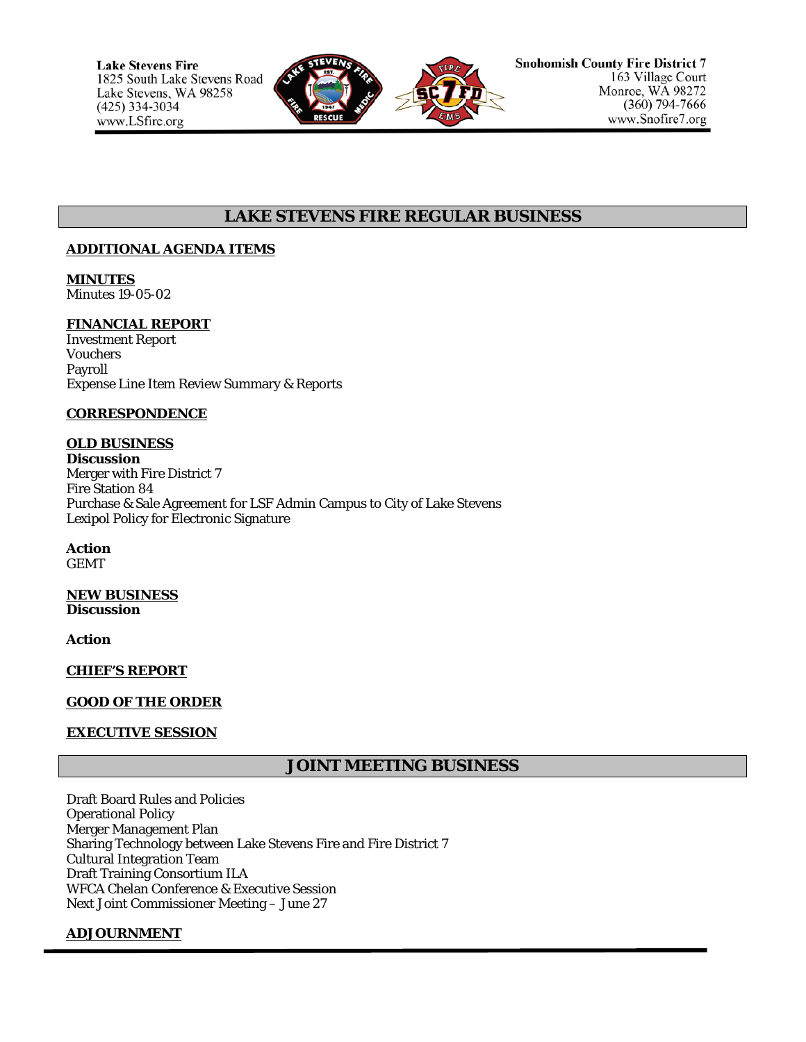**Lake Stevens Fire**
1825 South Lake Stevens Road
Lake Stevens, WA 98258
(425) 334-3034
www.LSfire.org

**Snohomish County Fire District 7**
163 Village Court
Monroe, WA 98272
(360) 794-7666
www.Snofire7.org

## LAKE STEVENS FIRE REGULAR BUSINESS

**ADDITIONAL AGENDA ITEMS**

**MINUTES**
Minutes 19-05-02

**FINANCIAL REPORT**
Investment Report
Vouchers
Payroll
Expense Line Item Review Summary & Reports

**CORRESPONDENCE**

**OLD BUSINESS**
**Discussion**
Merger with Fire District 7
Fire Station 84
Purchase & Sale Agreement for LSF Admin Campus to City of Lake Stevens
Lexipol Policy for Electronic Signature

**Action**
GEMT

**NEW BUSINESS**
**Discussion**

**Action**

**CHIEF'S REPORT**

**GOOD OF THE ORDER**

**EXECUTIVE SESSION**

## JOINT MEETING BUSINESS

Draft Board Rules and Policies
Operational Policy
Merger Management Plan
Sharing Technology between Lake Stevens Fire and Fire District 7
Cultural Integration Team
Draft Training Consortium ILA
WFCA Chelan Conference & Executive Session
Next Joint Commissioner Meeting – June 27

**ADJOURNMENT**